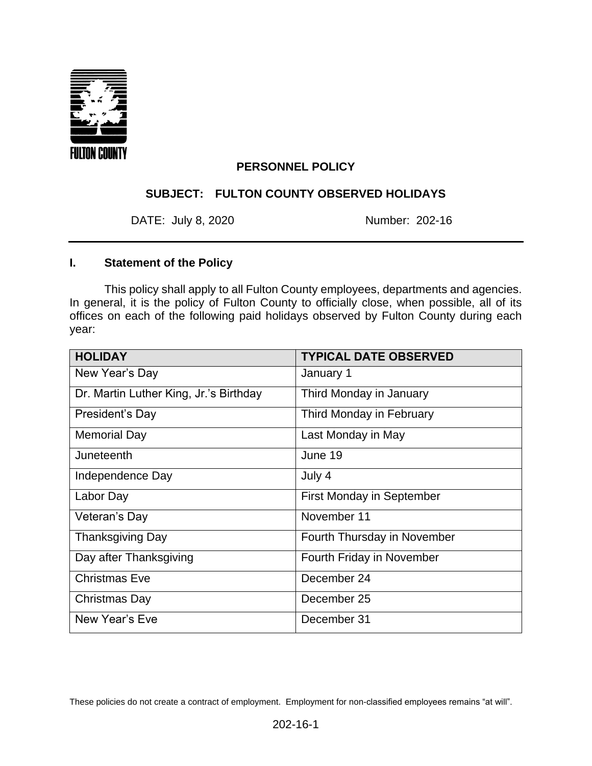FULTON COUNTY

**PERSONNEL POLICY**

**SUBJECT: FULTON COUNTY OBSERVED HOLIDAYS**

DATE: July 8, 2020 Number: 202-16

## I. Statement of the Policy

This policy shall apply to all Fulton County employees, departments and agencies. In general, it is the policy of Fulton County to officially close, when possible, all of its offices on each of the following paid holidays observed by Fulton County during each year:

| HOLIDAY | TYPICAL DATE OBSERVED |
|---|---|
| New Year's Day | January 1 |
| Dr. Martin Luther King, Jr.'s Birthday | Third Monday in January |
| President's Day | Third Monday in February |
| Memorial Day | Last Monday in May |
| Juneteenth | June 19 |
| Independence Day | July 4 |
| Labor Day | First Monday in September |
| Veteran's Day | November 11 |
| Thanksgiving Day | Fourth Thursday in November |
| Day after Thanksgiving | Fourth Friday in November |
| Christmas Eve | December 24 |
| Christmas Day | December 25 |
| New Year's Eve | December 31 |

These policies do not create a contract of employment. Employment for non-classified employees remains "at will".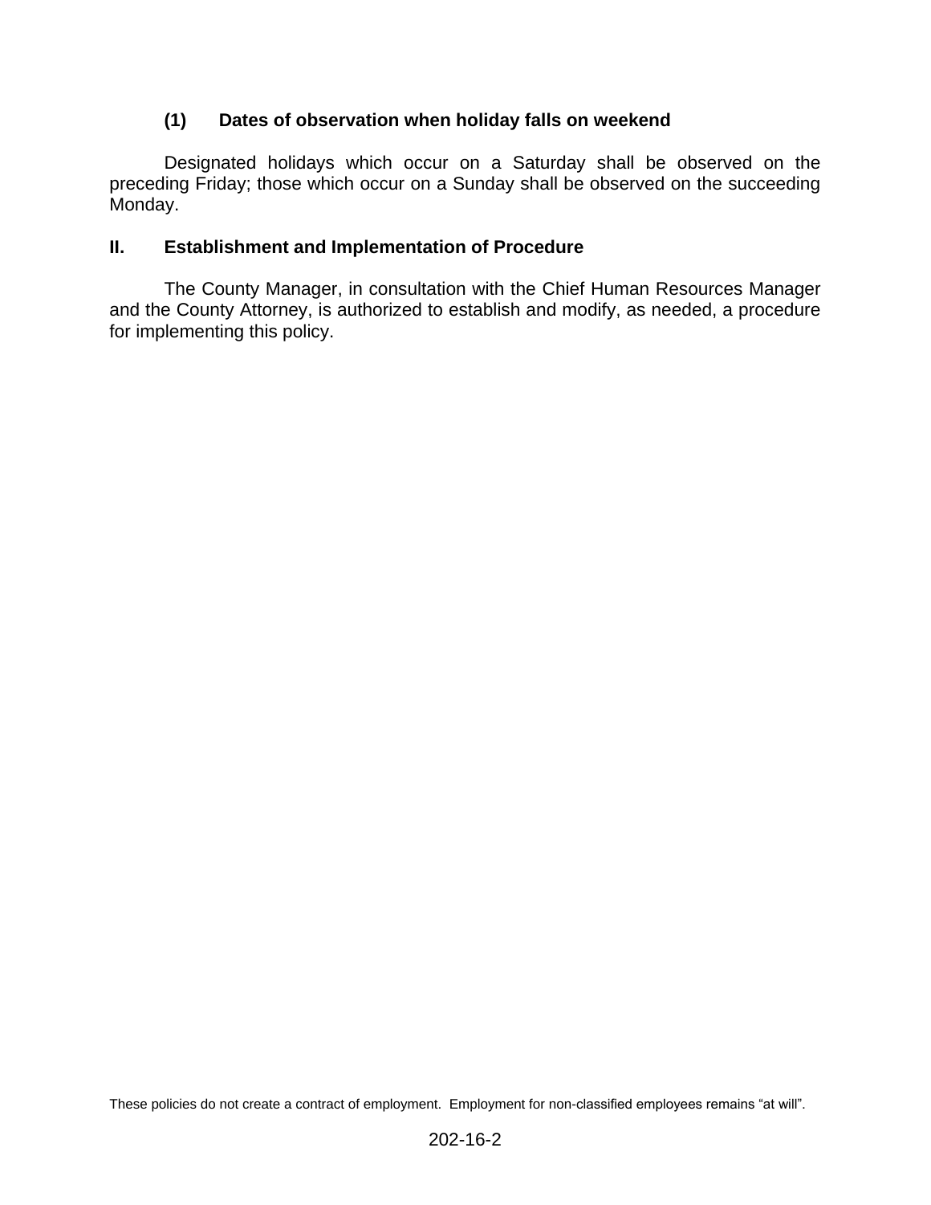#### (1) Dates of observation when holiday falls on weekend

Designated holidays which occur on a Saturday shall be observed on the preceding Friday; those which occur on a Sunday shall be observed on the succeeding Monday.

## II. Establishment and Implementation of Procedure

The County Manager, in consultation with the Chief Human Resources Manager and the County Attorney, is authorized to establish and modify, as needed, a procedure for implementing this policy.